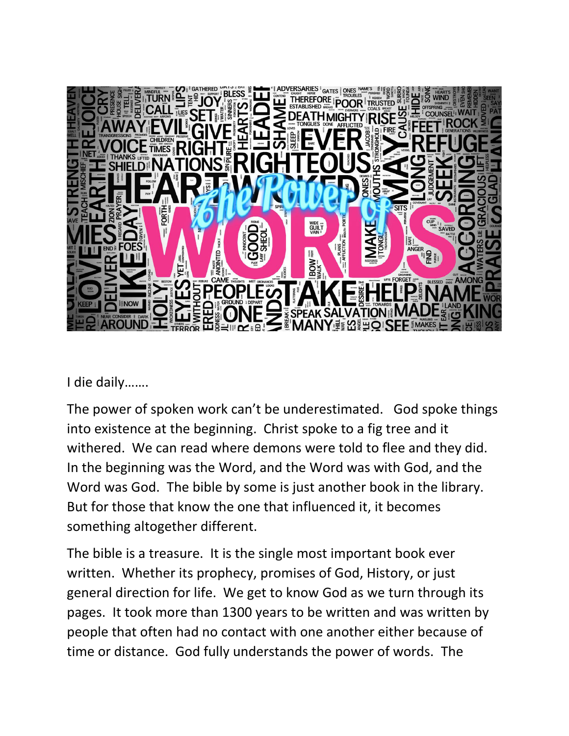I die daily…….

The power of spoken work can't be underestimated. God spoke things into existence at the beginning. Christ spoke to a fig tree and it withered. We can read where demons were told to flee and they did. In the beginning was the Word, and the Word was with God, and the Word was God. The bible by some is just another book in the library. But for those that know the one that influenced it, it becomes something altogether different.

The bible is a treasure. It is the single most important book ever written. Whether its prophecy, promises of God, History, or just general direction for life. We get to know God as we turn through its pages. It took more than 1300 years to be written and was written by people that often had no contact with one another either because of time or distance. God fully understands the power of words. The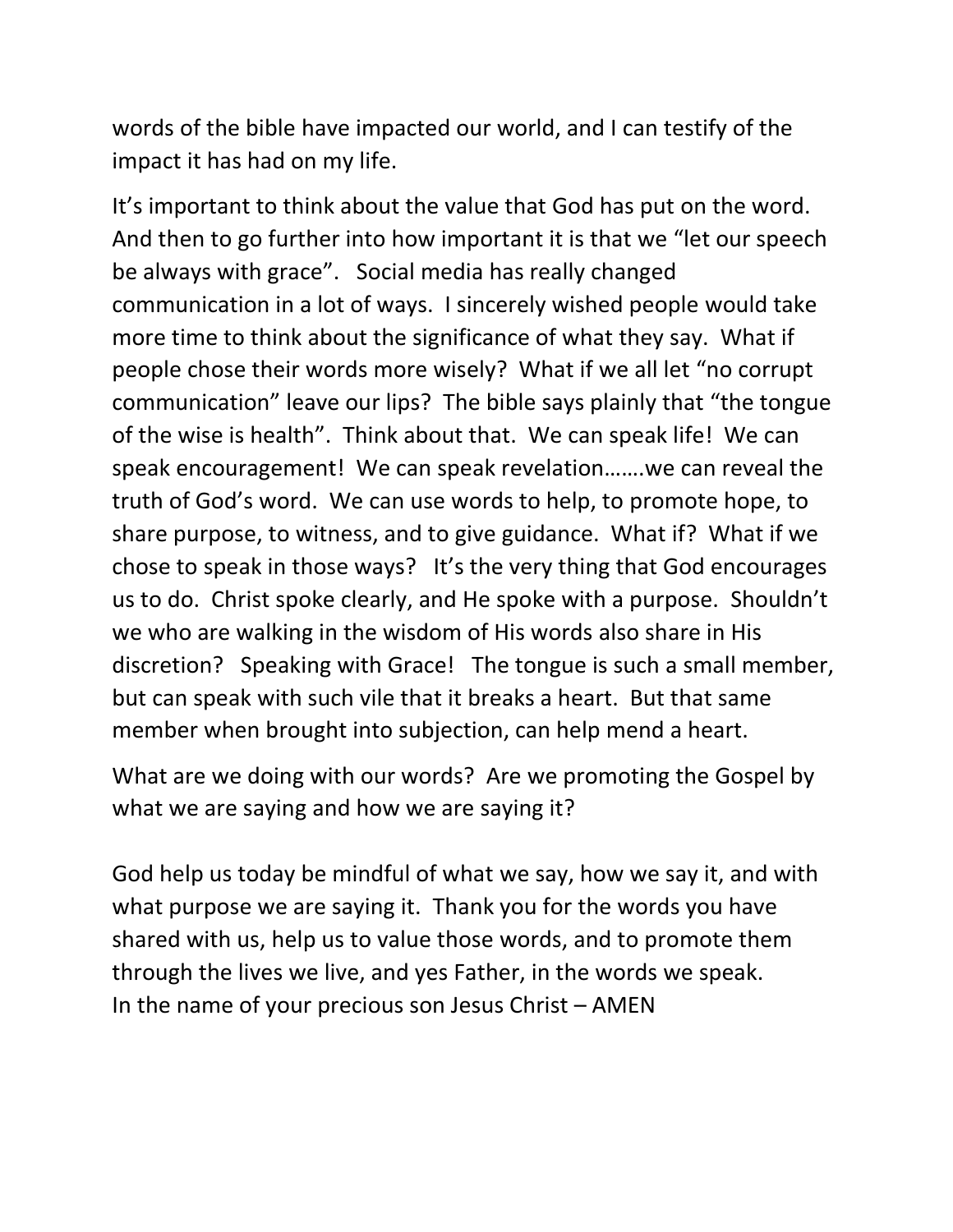words of the bible have impacted our world, and I can testify of the impact it has had on my life.

It's important to think about the value that God has put on the word. And then to go further into how important it is that we "let our speech be always with grace". Social media has really changed communication in a lot of ways. I sincerely wished people would take more time to think about the significance of what they say. What if people chose their words more wisely? What if we all let "no corrupt communication" leave our lips? The bible says plainly that "the tongue of the wise is health". Think about that. We can speak life! We can speak encouragement! We can speak revelation…….we can reveal the truth of God's word. We can use words to help, to promote hope, to share purpose, to witness, and to give guidance. What if? What if we chose to speak in those ways? It's the very thing that God encourages us to do. Christ spoke clearly, and He spoke with a purpose. Shouldn't we who are walking in the wisdom of His words also share in His discretion? Speaking with Grace! The tongue is such a small member, but can speak with such vile that it breaks a heart. But that same member when brought into subjection, can help mend a heart.

What are we doing with our words? Are we promoting the Gospel by what we are saying and how we are saying it?

God help us today be mindful of what we say, how we say it, and with what purpose we are saying it. Thank you for the words you have shared with us, help us to value those words, and to promote them through the lives we live, and yes Father, in the words we speak.
In the name of your precious son Jesus Christ – AMEN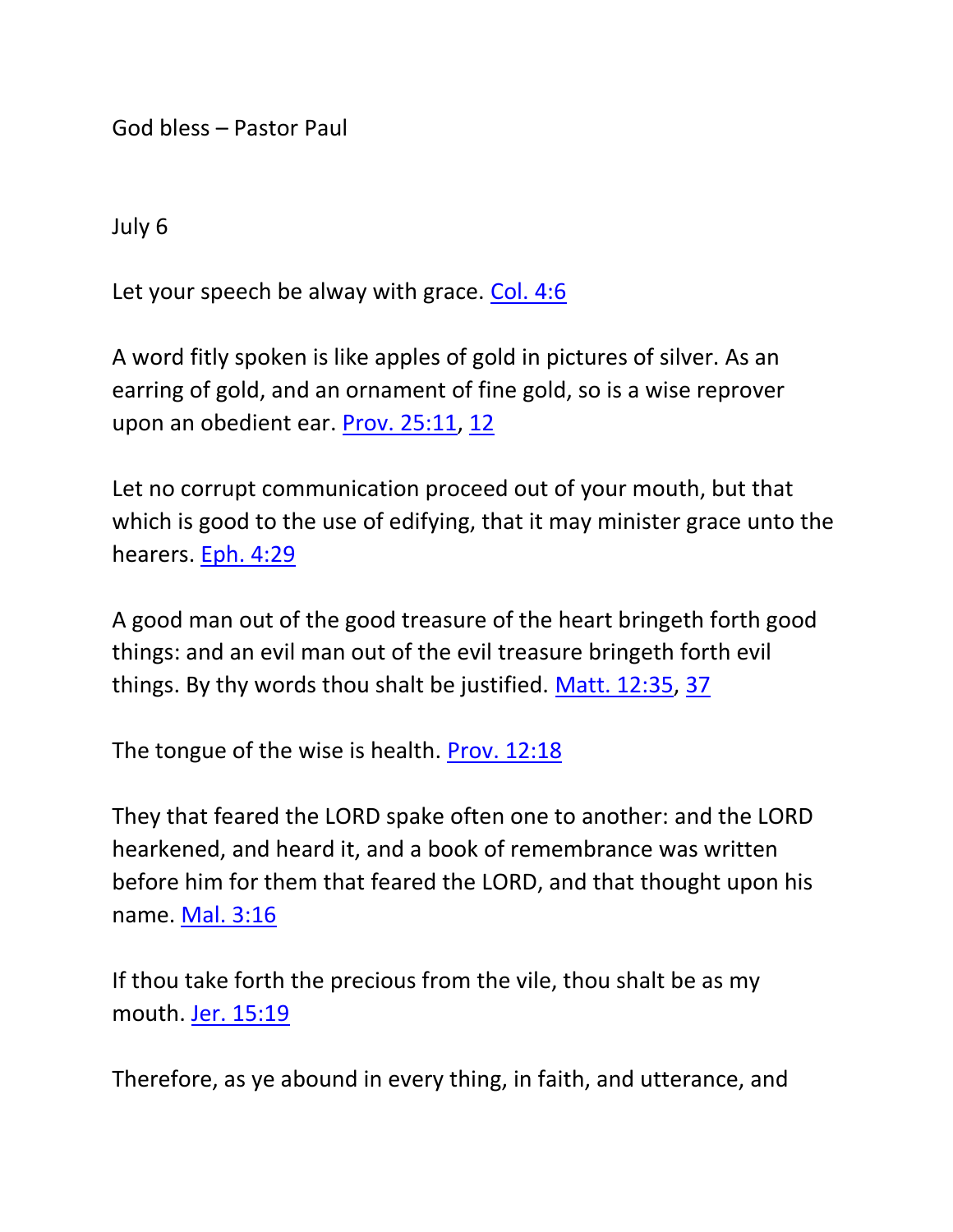God bless – Pastor Paul

July 6

Let your speech be alway with grace. [Col. 4:6](#)

A word fitly spoken is like apples of gold in pictures of silver. As an earring of gold, and an ornament of fine gold, so is a wise reprover upon an obedient ear. [Prov. 25:11](#), [12](#)

Let no corrupt communication proceed out of your mouth, but that which is good to the use of edifying, that it may minister grace unto the hearers. [Eph. 4:29](#)

A good man out of the good treasure of the heart bringeth forth good things: and an evil man out of the evil treasure bringeth forth evil things. By thy words thou shalt be justified. [Matt. 12:35](#), [37](#)

The tongue of the wise is health. [Prov. 12:18](#)

They that feared the LORD spake often one to another: and the LORD hearkened, and heard it, and a book of remembrance was written before him for them that feared the LORD, and that thought upon his name. [Mal. 3:16](#)

If thou take forth the precious from the vile, thou shalt be as my mouth. [Jer. 15:19](#)

Therefore, as ye abound in every thing, in faith, and utterance, and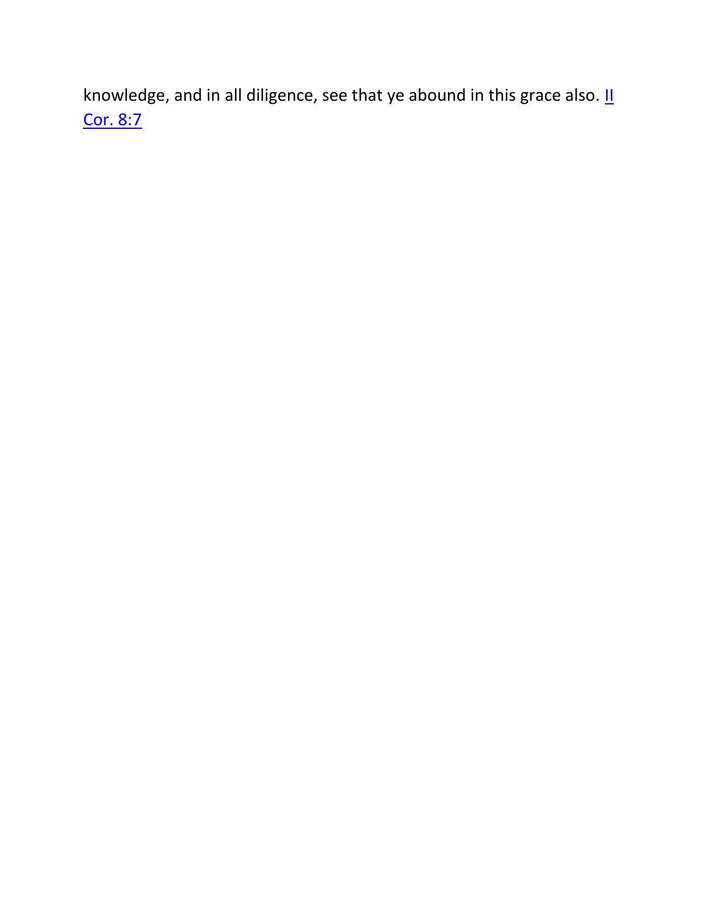knowledge, and in all diligence, see that ye abound in this grace also. II Cor. 8:7